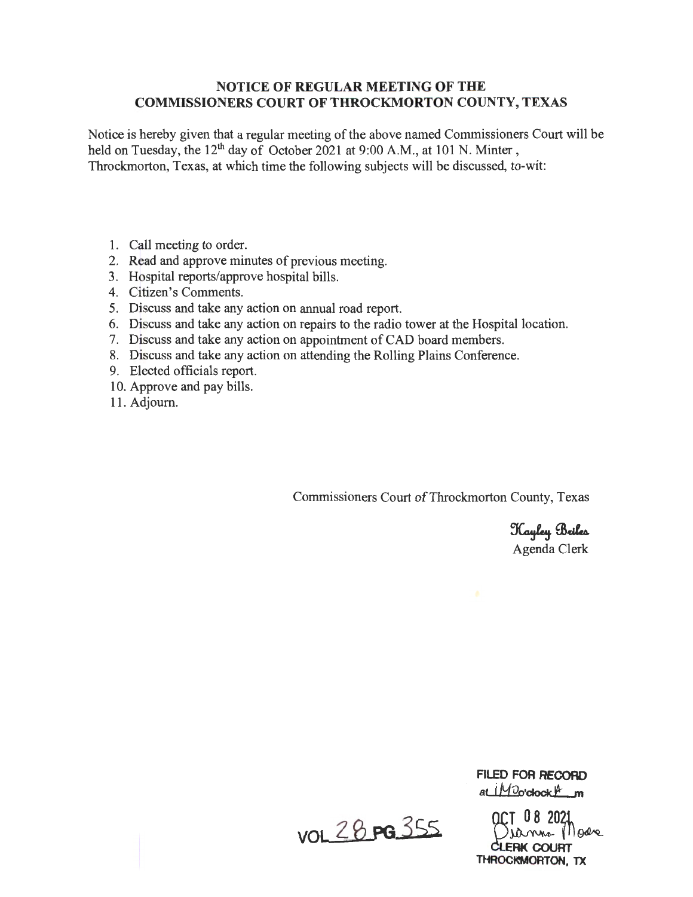# NOTICE OF REGULAR MEETING OF THE COMMISSIONERS COURT OF THROCKMORTON COUNTY, TEXAS

Notice is hereby given that a regular meeting of the above named Commissioners Court will be held on Tuesday, the 12th day of October 2021 at 9:00 A.M., at 101 N. Minter, Throckmorton, Texas, at which time the following subjects will be discussed, to-wit:

1. Call meeting to order.
2. Read and approve minutes of previous meeting.
3. Hospital reports/approve hospital bills.
4. Citizen's Comments.
5. Discuss and take any action on annual road report.
6. Discuss and take any action on repairs to the radio tower at the Hospital location.
7. Discuss and take any action on appointment of CAD board members.
8. Discuss and take any action on attending the Rolling Plains Conference.
9. Elected officials report.
10. Approve and pay bills.
11. Adjourn.

Commissioners Court of Throckmorton County, Texas

Kayley Briles
Agenda Clerk

VOL 28 PG 355

FILED FOR RECORD
at 11:40 o'clock A m

OCT 08 2021
Dianna Moore
CLERK COURT
THROCKMORTON, TX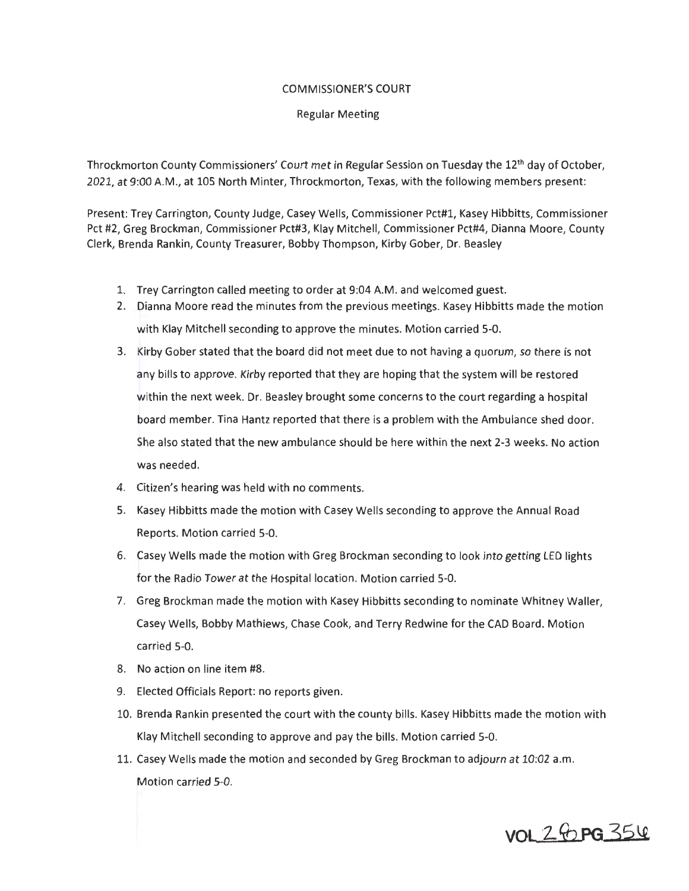COMMISSIONER'S COURT

Regular Meeting

Throckmorton County Commissioners' Court met in Regular Session on Tuesday the 12th day of October, 2021, at 9:00 A.M., at 105 North Minter, Throckmorton, Texas, with the following members present:

Present: Trey Carrington, County Judge, Casey Wells, Commissioner Pct#1, Kasey Hibbitts, Commissioner Pct #2, Greg Brockman, Commissioner Pct#3, Klay Mitchell, Commissioner Pct#4, Dianna Moore, County Clerk, Brenda Rankin, County Treasurer, Bobby Thompson, Kirby Gober, Dr. Beasley

1. Trey Carrington called meeting to order at 9:04 A.M. and welcomed guest.
2. Dianna Moore read the minutes from the previous meetings. Kasey Hibbitts made the motion with Klay Mitchell seconding to approve the minutes. Motion carried 5-0.
3. Kirby Gober stated that the board did not meet due to not having a quorum, so there is not any bills to approve. Kirby reported that they are hoping that the system will be restored within the next week. Dr. Beasley brought some concerns to the court regarding a hospital board member. Tina Hantz reported that there is a problem with the Ambulance shed door. She also stated that the new ambulance should be here within the next 2-3 weeks. No action was needed.
4. Citizen's hearing was held with no comments.
5. Kasey Hibbitts made the motion with Casey Wells seconding to approve the Annual Road Reports. Motion carried 5-0.
6. Casey Wells made the motion with Greg Brockman seconding to look into getting LED lights for the Radio Tower at the Hospital location. Motion carried 5-0.
7. Greg Brockman made the motion with Kasey Hibbitts seconding to nominate Whitney Waller, Casey Wells, Bobby Mathiews, Chase Cook, and Terry Redwine for the CAD Board. Motion carried 5-0.
8. No action on line item #8.
9. Elected Officials Report: no reports given.
10. Brenda Rankin presented the court with the county bills. Kasey Hibbitts made the motion with Klay Mitchell seconding to approve and pay the bills. Motion carried 5-0.
11. Casey Wells made the motion and seconded by Greg Brockman to adjourn at 10:02 a.m. Motion carried 5-0.

VOL 26 PG 356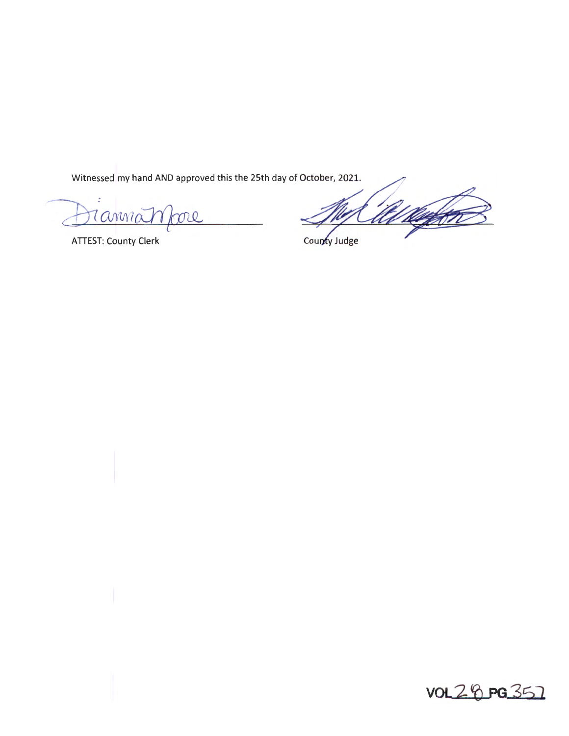Witnessed my hand AND approved this the 25th day of October, 2021.

Dianna Moore

ATTEST: County Clerk

County Judge

VOL 28 PG 357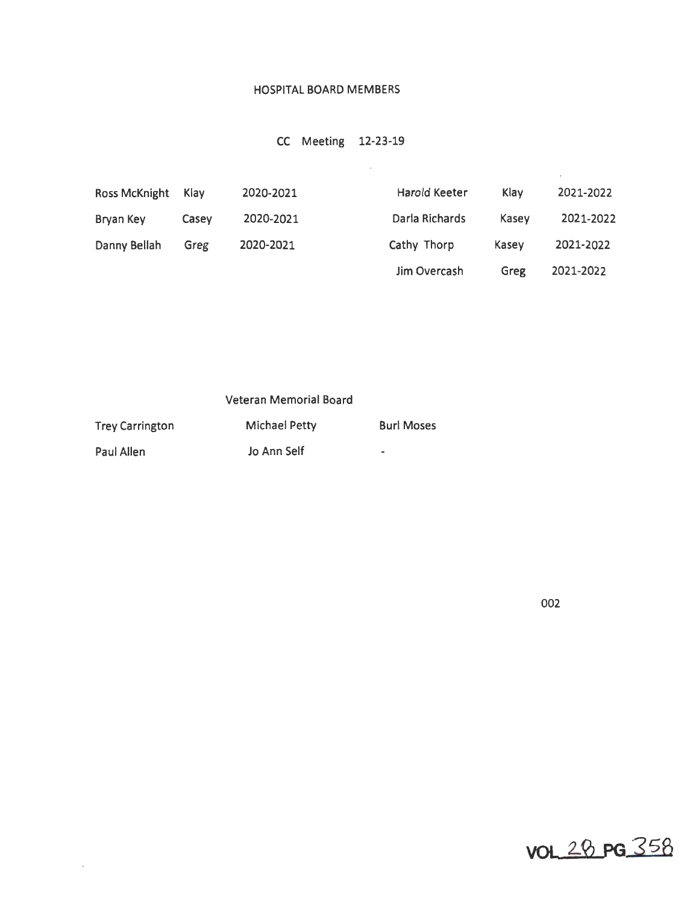# HOSPITAL BOARD MEMBERS

CC Meeting 12-23-19

| | | | | | |
|---|---|---|---|---|---|
| Ross McKnight | Klay | 2020-2021 | Harold Keeter | Klay | 2021-2022 |
| Bryan Key | Casey | 2020-2021 | Darla Richards | Kasey | 2021-2022 |
| Danny Bellah | Greg | 2020-2021 | Cathy Thorp | Kasey | 2021-2022 |
| | | | Jim Overcash | Greg | 2021-2022 |

## Veteran Memorial Board

| | | |
|---|---|---|
| Trey Carrington | Michael Petty | Burl Moses |
| Paul Allen | Jo Ann Self | - |

002

VOL 28 PG 358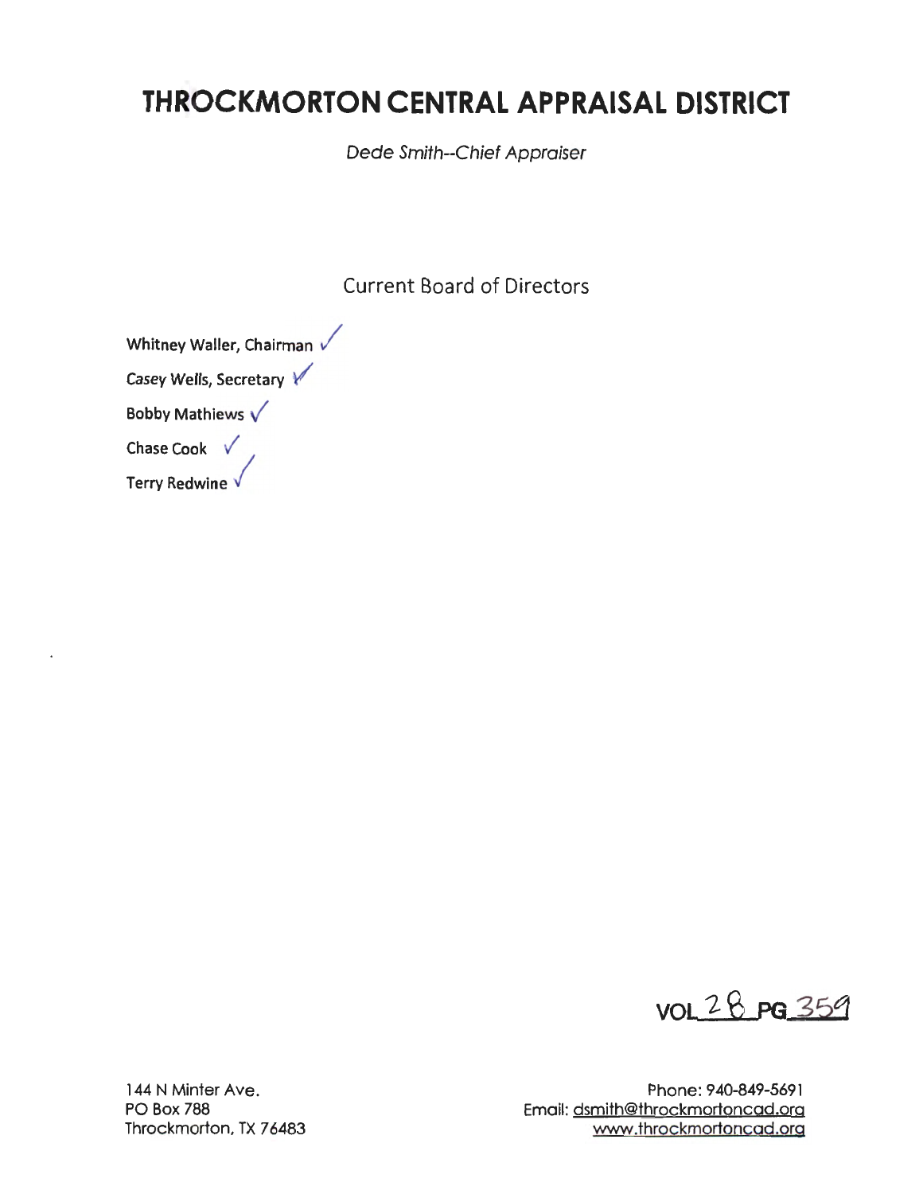# THROCKMORTON CENTRAL APPRAISAL DISTRICT

*Dede Smith--Chief Appraiser*

Current Board of Directors

**Whitney Waller, Chairman** ✓

**Casey Wells, Secretary** ✓

**Bobby Mathiews** ✓

**Chase Cook** ✓

**Terry Redwine** ✓

VOL 28 PG 359

144 N Minter Ave.
PO Box 788
Throckmorton, TX 76483

Phone: 940-849-5691
Email: dsmith@throckmortoncad.org
www.throckmortoncad.org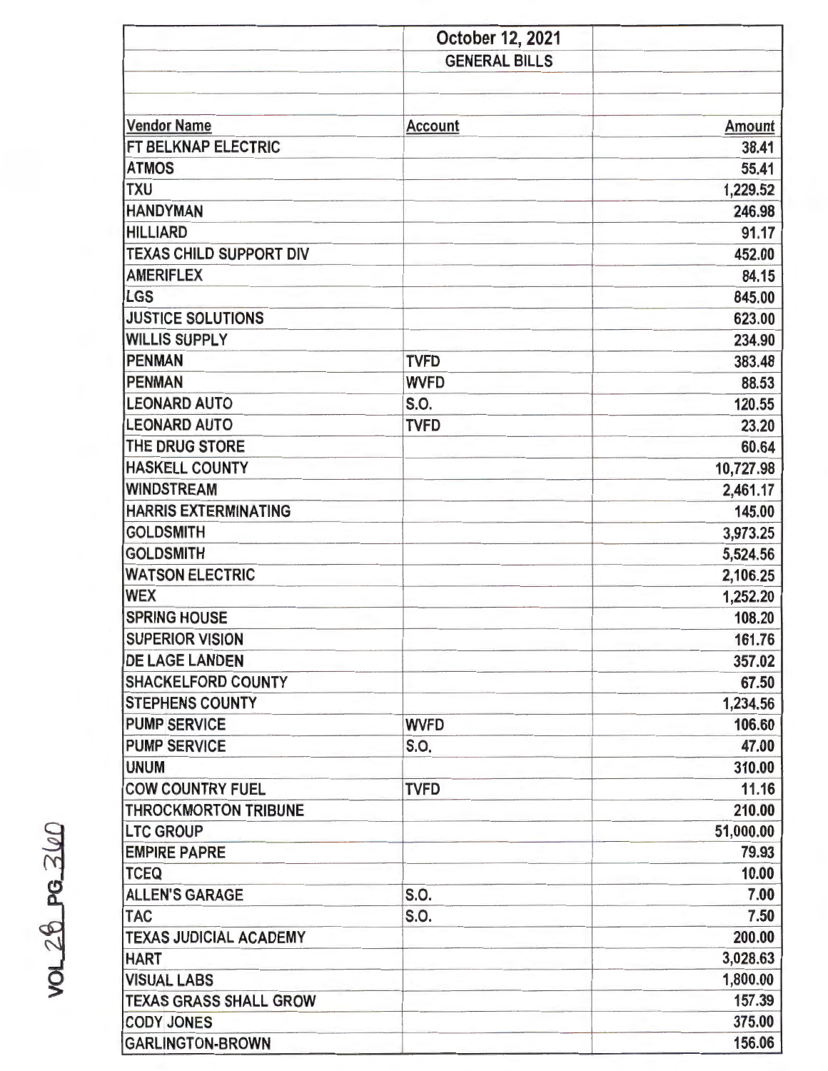| | October 12, 2021 | |
|---|---|---|
| | GENERAL BILLS | |
| | | |
| **Vendor Name** | **Account** | **Amount** |
| FT BELKNAP ELECTRIC | | 38.41 |
| ATMOS | | 55.41 |
| TXU | | 1,229.52 |
| HANDYMAN | | 246.98 |
| HILLIARD | | 91.17 |
| TEXAS CHILD SUPPORT DIV | | 452.00 |
| AMERIFLEX | | 84.15 |
| LGS | | 845.00 |
| JUSTICE SOLUTIONS | | 623.00 |
| WILLIS SUPPLY | | 234.90 |
| PENMAN | TVFD | 383.48 |
| PENMAN | WVFD | 88.53 |
| LEONARD AUTO | S.O. | 120.55 |
| LEONARD AUTO | TVFD | 23.20 |
| THE DRUG STORE | | 60.64 |
| HASKELL COUNTY | | 10,727.98 |
| WINDSTREAM | | 2,461.17 |
| HARRIS EXTERMINATING | | 145.00 |
| GOLDSMITH | | 3,973.25 |
| GOLDSMITH | | 5,524.56 |
| WATSON ELECTRIC | | 2,106.25 |
| WEX | | 1,252.20 |
| SPRING HOUSE | | 108.20 |
| SUPERIOR VISION | | 161.76 |
| DE LAGE LANDEN | | 357.02 |
| SHACKELFORD COUNTY | | 67.50 |
| STEPHENS COUNTY | | 1,234.56 |
| PUMP SERVICE | WVFD | 106.60 |
| PUMP SERVICE | S.O. | 47.00 |
| UNUM | | 310.00 |
| COW COUNTRY FUEL | TVFD | 11.16 |
| THROCKMORTON TRIBUNE | | 210.00 |
| LTC GROUP | | 51,000.00 |
| EMPIRE PAPRE | | 79.93 |
| TCEQ | | 10.00 |
| ALLEN'S GARAGE | S.O. | 7.00 |
| TAC | S.O. | 7.50 |
| TEXAS JUDICIAL ACADEMY | | 200.00 |
| HART | | 3,028.63 |
| VISUAL LABS | | 1,800.00 |
| TEXAS GRASS SHALL GROW | | 157.39 |
| CODY JONES | | 375.00 |
| GARLINGTON-BROWN | | 156.06 |

VOL 28 PG 360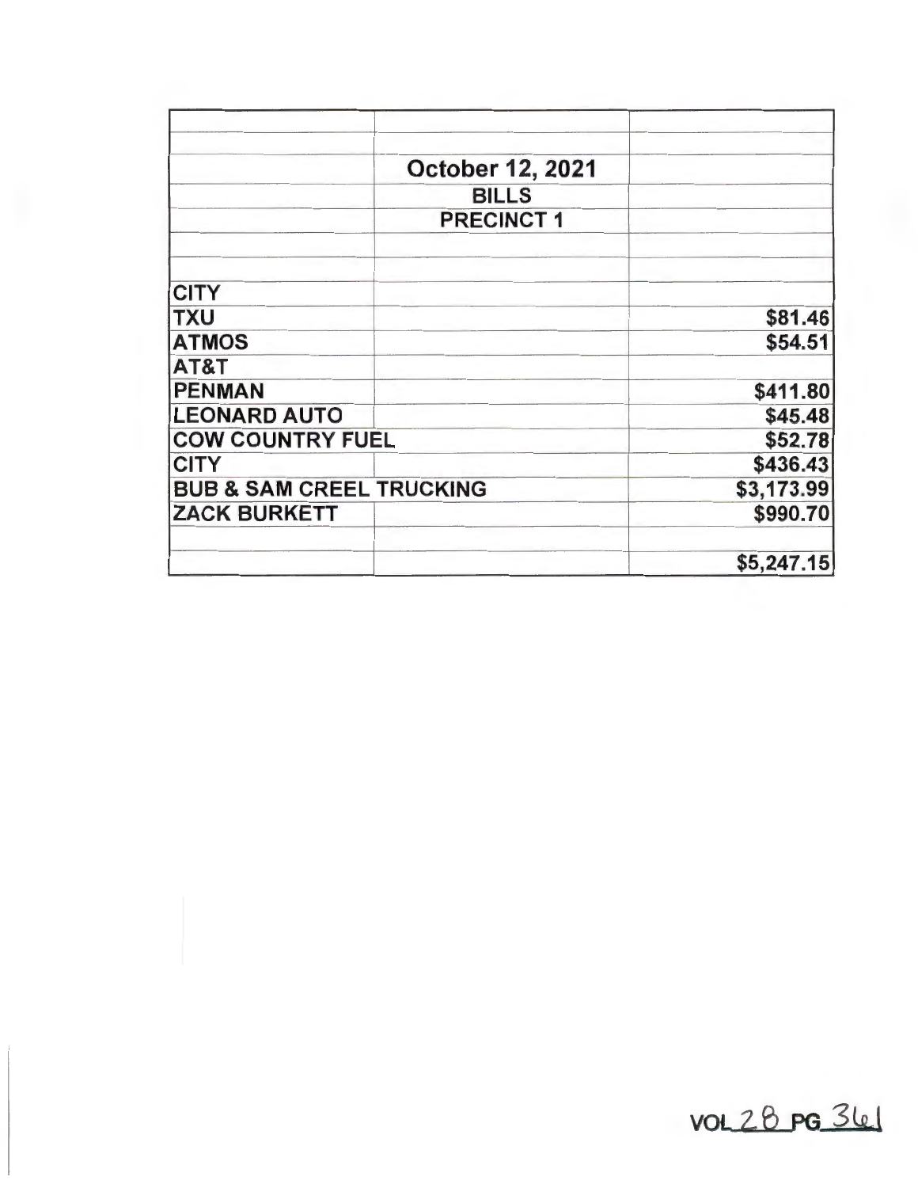| | | |
|---|---|---|
| | **October 12, 2021** | |
| | **BILLS** | |
| | **PRECINCT 1** | |
| | | |
| | | |
| **CITY** | | |
| **TXU** | | **$81.46** |
| **ATMOS** | | **$54.51** |
| **AT&T** | | |
| **PENMAN** | | **$411.80** |
| **LEONARD AUTO** | | **$45.48** |
| **COW COUNTRY FUEL** | | **$52.78** |
| **CITY** | | **$436.43** |
| **BUB & SAM CREEL TRUCKING** | | **$3,173.99** |
| **ZACK BURKETT** | | **$990.70** |
| | | |
| | | **$5,247.15** |

VOL 28 PG 361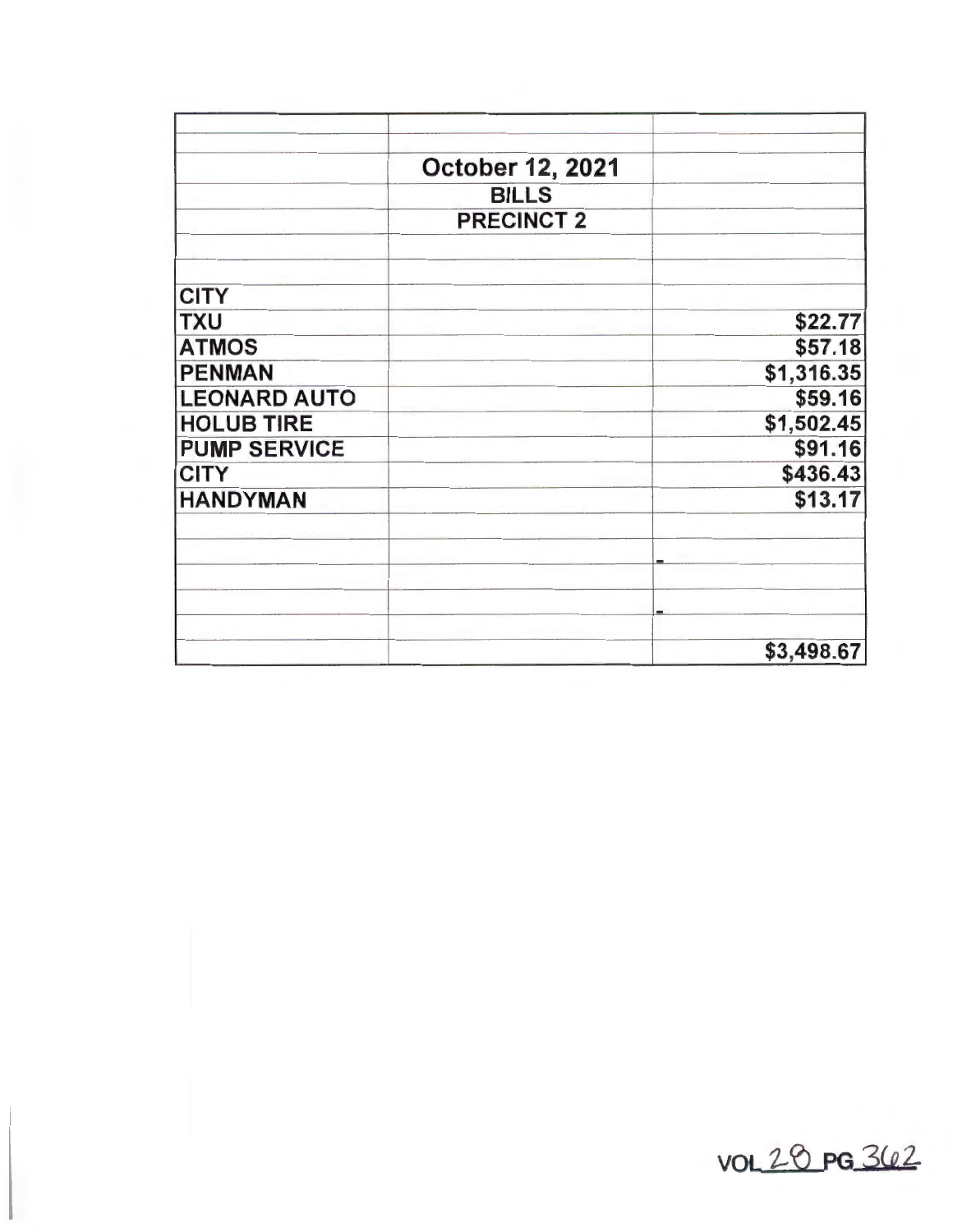| | | |
|---|---|---|
| | **October 12, 2021** | |
| | **BILLS** | |
| | **PRECINCT 2** | |
| **CITY** | | |
| **TXU** | | **$22.77** |
| **ATMOS** | | **$57.18** |
| **PENMAN** | | **$1,316.35** |
| **LEONARD AUTO** | | **$59.16** |
| **HOLUB TIRE** | | **$1,502.45** |
| **PUMP SERVICE** | | **$91.16** |
| **CITY** | | **$436.43** |
| **HANDYMAN** | | **$13.17** |
| | | - |
| | | - |
| | | **$3,498.67** |

VOL 28 PG 362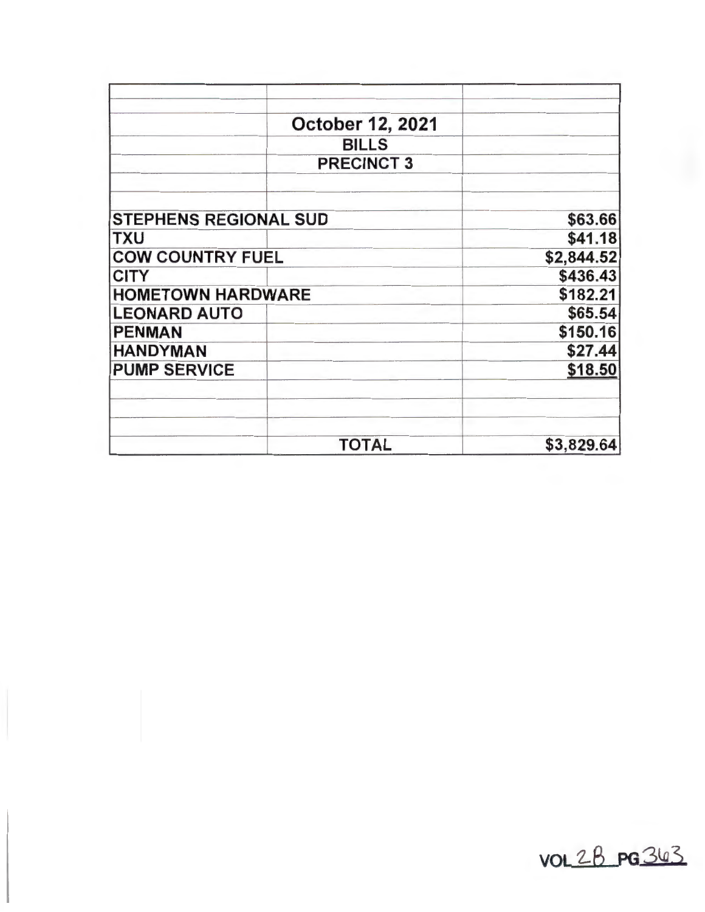| | | |
|---|---|---|
| | **October 12, 2021** | |
| | **BILLS** | |
| | **PRECINCT 3** | |
| **STEPHENS REGIONAL SUD** | | **$63.66** |
| **TXU** | | **$41.18** |
| **COW COUNTRY FUEL** | | **$2,844.52** |
| **CITY** | | **$436.43** |
| **HOMETOWN HARDWARE** | | **$182.21** |
| **LEONARD AUTO** | | **$65.54** |
| **PENMAN** | | **$150.16** |
| **HANDYMAN** | | **$27.44** |
| **PUMP SERVICE** | | **$18.50** |
| | **TOTAL** | **$3,829.64** |

VOL 2B PG 363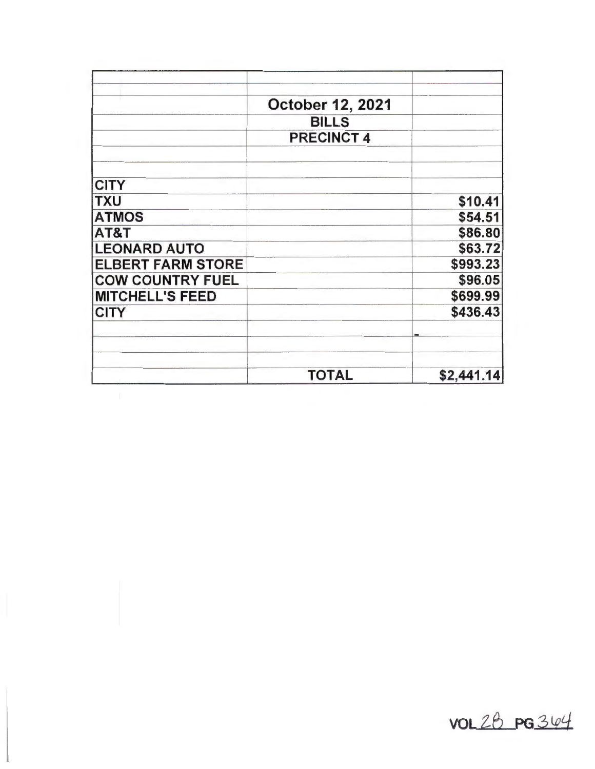| | | |
|---|---|---|
| | **October 12, 2021** | |
| | **BILLS** | |
| | **PRECINCT 4** | |
| | | |
| | | |
| **CITY** | | |
| **TXU** | | **$10.41** |
| **ATMOS** | | **$54.51** |
| **AT&T** | | **$86.80** |
| **LEONARD AUTO** | | **$63.72** |
| **ELBERT FARM STORE** | | **$993.23** |
| **COW COUNTRY FUEL** | | **$96.05** |
| **MITCHELL'S FEED** | | **$699.99** |
| **CITY** | | **$436.43** |
| | | - |
| | | |
| | | |
| | **TOTAL** | **$2,441.14** |

VOL 28 PG 364